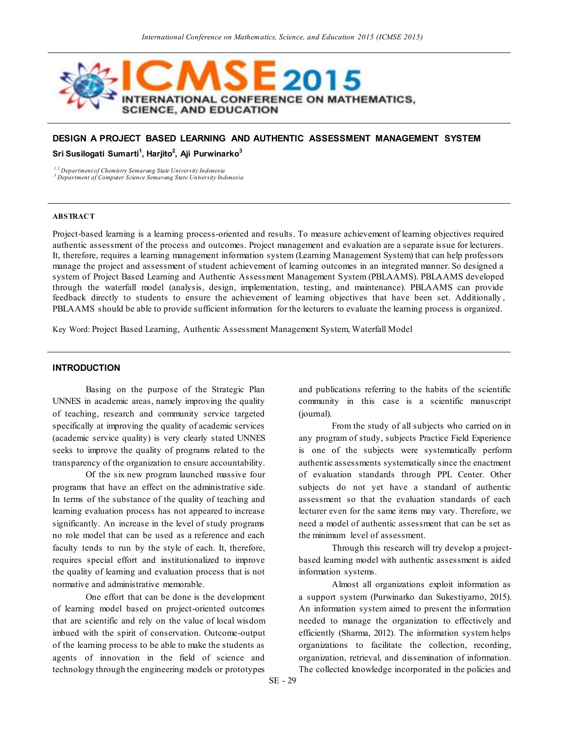# DESIGN A PROJECT BASED LEARNING AND AUTHENTIC ASSESSMENT MANAGEMENT SYSTEM

**Sri Susilogati Sumarti[1], Harjito[2], Aji Purwinarko[3]**

*[1,2] Department of Chemistry Semarang State University Indonesia*
*[3] Department of Computer Science Semarang State University Indonesia*

## ABSTRACT

Project-based learning is a learning process-oriented and results. To measure achievement of learning objectives required authentic assessment of the process and outcomes. Project management and evaluation are a separate issue for lecturers. It, therefore, requires a learning management information system (Learning Management System) that can help professors manage the project and assessment of student achievement of learning outcomes in an integrated manner. So designed a system of Project Based Learning and Authentic Assessment Management System (PBLAAMS). PBLAAMS developed through the waterfall model (analysis, design, implementation, testing, and maintenance). PBLAAMS can provide feedback directly to students to ensure the achievement of learning objectives that have been set. Additionally, PBLAAMS should be able to provide sufficient information for the lecturers to evaluate the learning process is organized.

Key Word: Project Based Learning, Authentic Assessment Management System, Waterfall Model

## INTRODUCTION

Basing on the purpose of the Strategic Plan UNNES in academic areas, namely improving the quality of teaching, research and community service targeted specifically at improving the quality of academic services (academic service quality) is very clearly stated UNNES seeks to improve the quality of programs related to the transparency of the organization to ensure accountability.

Of the six new program launched massive four programs that have an effect on the administrative side. In terms of the substance of the quality of teaching and learning evaluation process has not appeared to increase significantly. An increase in the level of study programs no role model that can be used as a reference and each faculty tends to run by the style of each. It, therefore, requires special effort and institutionalized to improve the quality of learning and evaluation process that is not normative and administrative memorable.

One effort that can be done is the development of learning model based on project-oriented outcomes that are scientific and rely on the value of local wisdom imbued with the spirit of conservation. Outcome-output of the learning process to be able to make the students as agents of innovation in the field of science and technology through the engineering models or prototypes and publications referring to the habits of the scientific community in this case is a scientific manuscript (journal).

From the study of all subjects who carried on in any program of study, subjects Practice Field Experience is one of the subjects were systematically perform authentic assessments systematically since the enactment of evaluation standards through PPL Center. Other subjects do not yet have a standard of authentic assessment so that the evaluation standards of each lecturer even for the same items may vary. Therefore, we need a model of authentic assessment that can be set as the minimum level of assessment.

Through this research will try develop a project-based learning model with authentic assessment is aided information systems.

Almost all organizations exploit information as a support system (Purwinarko dan Sukestiyarno, 2015). An information system aimed to present the information needed to manage the organization to effectively and efficiently (Sharma, 2012). The information system helps organizations to facilitate the collection, recording, organization, retrieval, and dissemination of information. The collected knowledge incorporated in the policies and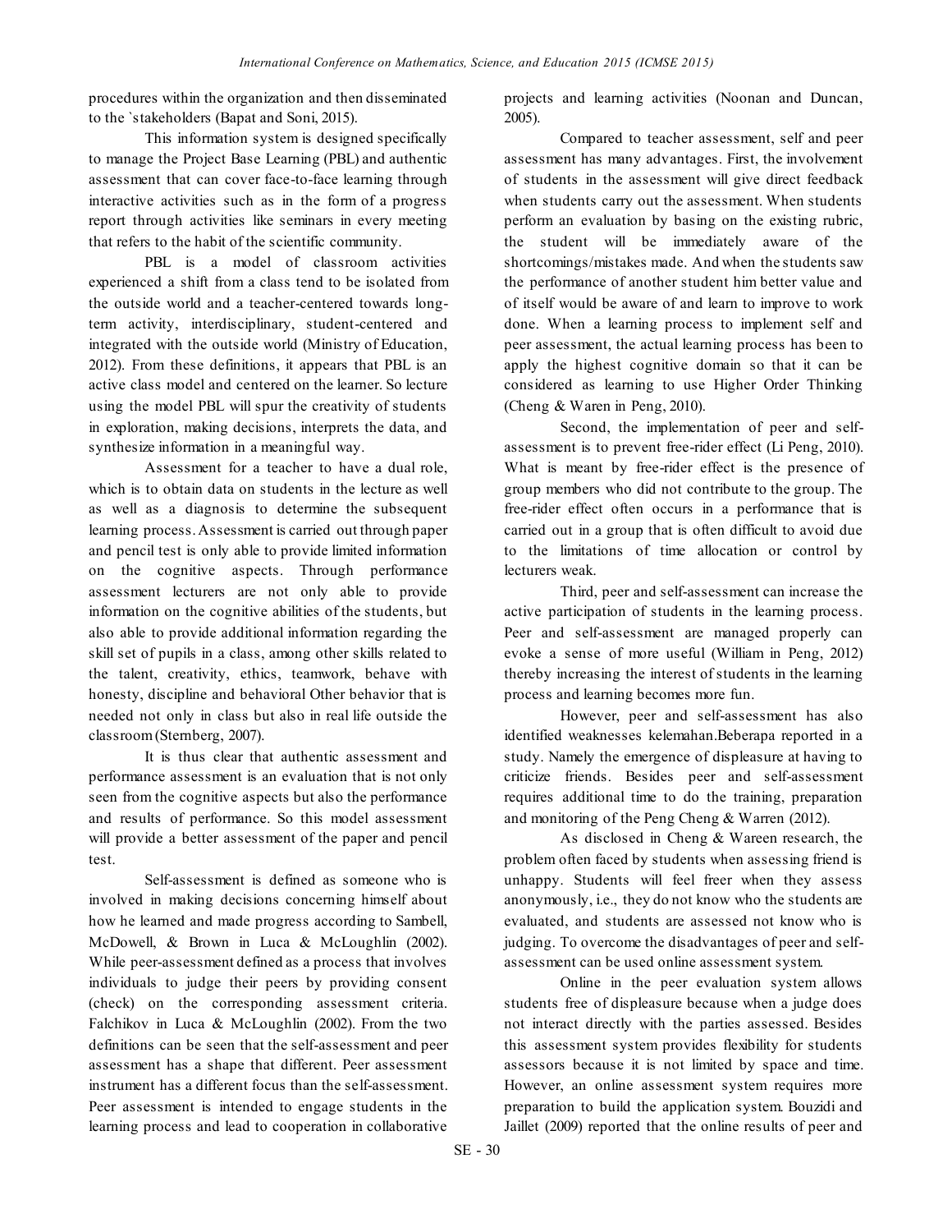procedures within the organization and then disseminated to the `stakeholders (Bapat and Soni, 2015).

This information system is designed specifically to manage the Project Base Learning (PBL) and authentic assessment that can cover face-to-face learning through interactive activities such as in the form of a progress report through activities like seminars in every meeting that refers to the habit of the scientific community.

PBL is a model of classroom activities experienced a shift from a class tend to be isolated from the outside world and a teacher-centered towards long-term activity, interdisciplinary, student-centered and integrated with the outside world (Ministry of Education, 2012). From these definitions, it appears that PBL is an active class model and centered on the learner. So lecture using the model PBL will spur the creativity of students in exploration, making decisions, interprets the data, and synthesize information in a meaningful way.

Assessment for a teacher to have a dual role, which is to obtain data on students in the lecture as well as well as a diagnosis to determine the subsequent learning process. Assessment is carried out through paper and pencil test is only able to provide limited information on the cognitive aspects. Through performance assessment lecturers are not only able to provide information on the cognitive abilities of the students, but also able to provide additional information regarding the skill set of pupils in a class, among other skills related to the talent, creativity, ethics, teamwork, behave with honesty, discipline and behavioral Other behavior that is needed not only in class but also in real life outside the classroom (Sternberg, 2007).

It is thus clear that authentic assessment and performance assessment is an evaluation that is not only seen from the cognitive aspects but also the performance and results of performance. So this model assessment will provide a better assessment of the paper and pencil test.

Self-assessment is defined as someone who is involved in making decisions concerning himself about how he learned and made progress according to Sambell, McDowell, & Brown in Luca & McLoughlin (2002). While peer-assessment defined as a process that involves individuals to judge their peers by providing consent (check) on the corresponding assessment criteria. Falchikov in Luca & McLoughlin (2002). From the two definitions can be seen that the self-assessment and peer assessment has a shape that different. Peer assessment instrument has a different focus than the self-assessment. Peer assessment is intended to engage students in the learning process and lead to cooperation in collaborative projects and learning activities (Noonan and Duncan, 2005).

Compared to teacher assessment, self and peer assessment has many advantages. First, the involvement of students in the assessment will give direct feedback when students carry out the assessment. When students perform an evaluation by basing on the existing rubric, the student will be immediately aware of the shortcomings/mistakes made. And when the students saw the performance of another student him better value and of itself would be aware of and learn to improve to work done. When a learning process to implement self and peer assessment, the actual learning process has been to apply the highest cognitive domain so that it can be considered as learning to use Higher Order Thinking (Cheng & Waren in Peng, 2010).

Second, the implementation of peer and self-assessment is to prevent free-rider effect (Li Peng, 2010). What is meant by free-rider effect is the presence of group members who did not contribute to the group. The free-rider effect often occurs in a performance that is carried out in a group that is often difficult to avoid due to the limitations of time allocation or control by lecturers weak.

Third, peer and self-assessment can increase the active participation of students in the learning process. Peer and self-assessment are managed properly can evoke a sense of more useful (William in Peng, 2012) thereby increasing the interest of students in the learning process and learning becomes more fun.

However, peer and self-assessment has also identified weaknesses kelemahan.Beberapa reported in a study. Namely the emergence of displeasure at having to criticize friends. Besides peer and self-assessment requires additional time to do the training, preparation and monitoring of the Peng Cheng & Warren (2012).

As disclosed in Cheng & Wareen research, the problem often faced by students when assessing friend is unhappy. Students will feel freer when they assess anonymously, i.e., they do not know who the students are evaluated, and students are assessed not know who is judging. To overcome the disadvantages of peer and self-assessment can be used online assessment system.

Online in the peer evaluation system allows students free of displeasure because when a judge does not interact directly with the parties assessed. Besides this assessment system provides flexibility for students assessors because it is not limited by space and time. However, an online assessment system requires more preparation to build the application system. Bouzidi and Jaillet (2009) reported that the online results of peer and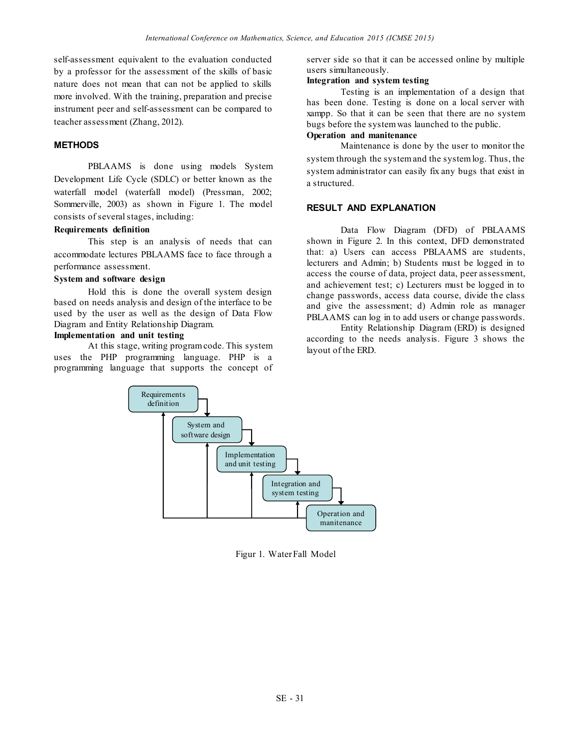self-assessment equivalent to the evaluation conducted by a professor for the assessment of the skills of basic nature does not mean that can not be applied to skills more involved. With the training, preparation and precise instrument peer and self-assessment can be compared to teacher assessment (Zhang, 2012).

## METHODS

PBLAAMS is done using models System Development Life Cycle (SDLC) or better known as the waterfall model (waterfall model) (Pressman, 2002; Sommerville, 2003) as shown in Figure 1. The model consists of several stages, including:

**Requirements definition**

This step is an analysis of needs that can accommodate lectures PBLAAMS face to face through a performance assessment.

**System and software design**

Hold this is done the overall system design based on needs analysis and design of the interface to be used by the user as well as the design of Data Flow Diagram and Entity Relationship Diagram.

**Implementation and unit testing**

At this stage, writing program code. This system uses the PHP programming language. PHP is a programming language that supports the concept of server side so that it can be accessed online by multiple users simultaneously.

**Integration and system testing**

Testing is an implementation of a design that has been done. Testing is done on a local server with xampp. So that it can be seen that there are no system bugs before the system was launched to the public.

**Operation and manitenance**

Maintenance is done by the user to monitor the system through the system and the system log. Thus, the system administrator can easily fix any bugs that exist in a structured.

## RESULT AND EXPLANATION

Data Flow Diagram (DFD) of PBLAAMS shown in Figure 2. In this context, DFD demonstrated that: a) Users can access PBLAAMS are students, lecturers and Admin; b) Students must be logged in to access the course of data, project data, peer assessment, and achievement test; c) Lecturers must be logged in to change passwords, access data course, divide the class and give the assessment; d) Admin role as manager PBLAAMS can log in to add users or change passwords.

Entity Relationship Diagram (ERD) is designed according to the needs analysis. Figure 3 shows the layout of the ERD.

Requirements definition → System and software design → Implementation and unit testing → Integration and system testing → Operation and manitenance

Figur 1. WaterFall Model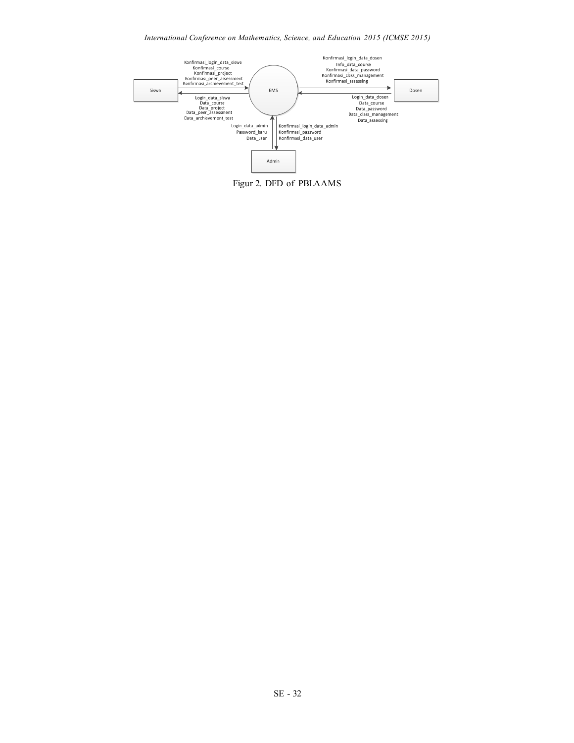Figur 2. DFD of PBLAAMS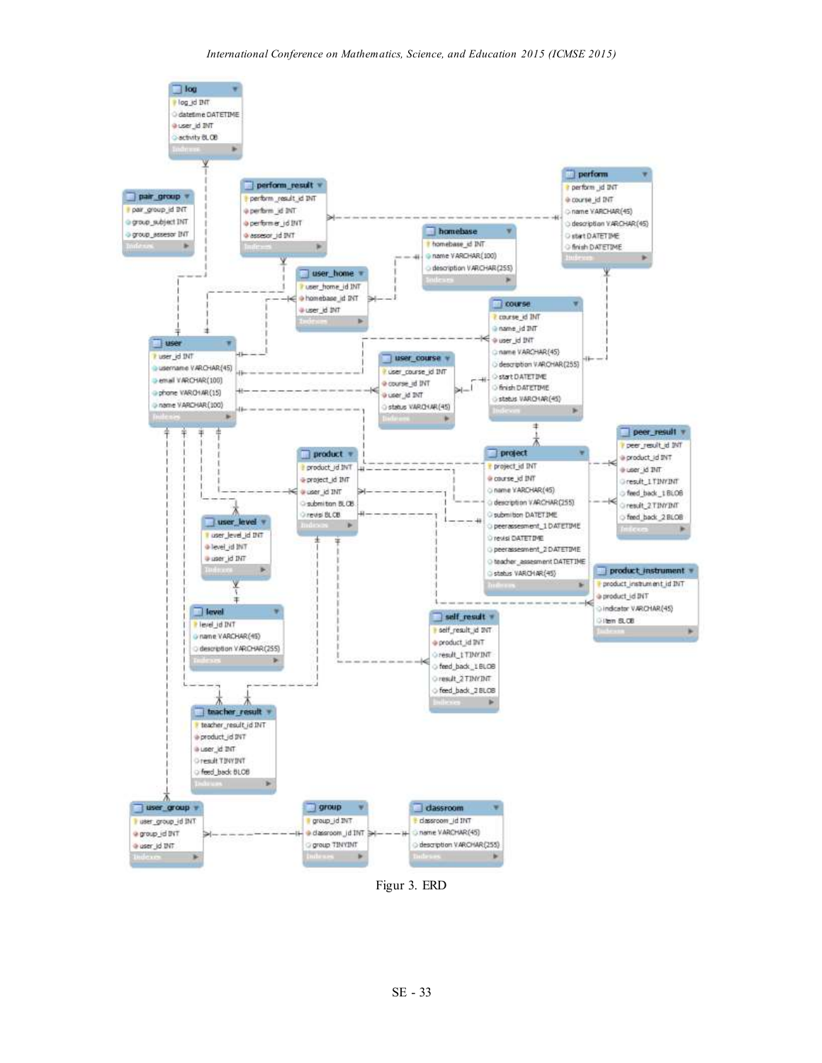Figur 3. ERD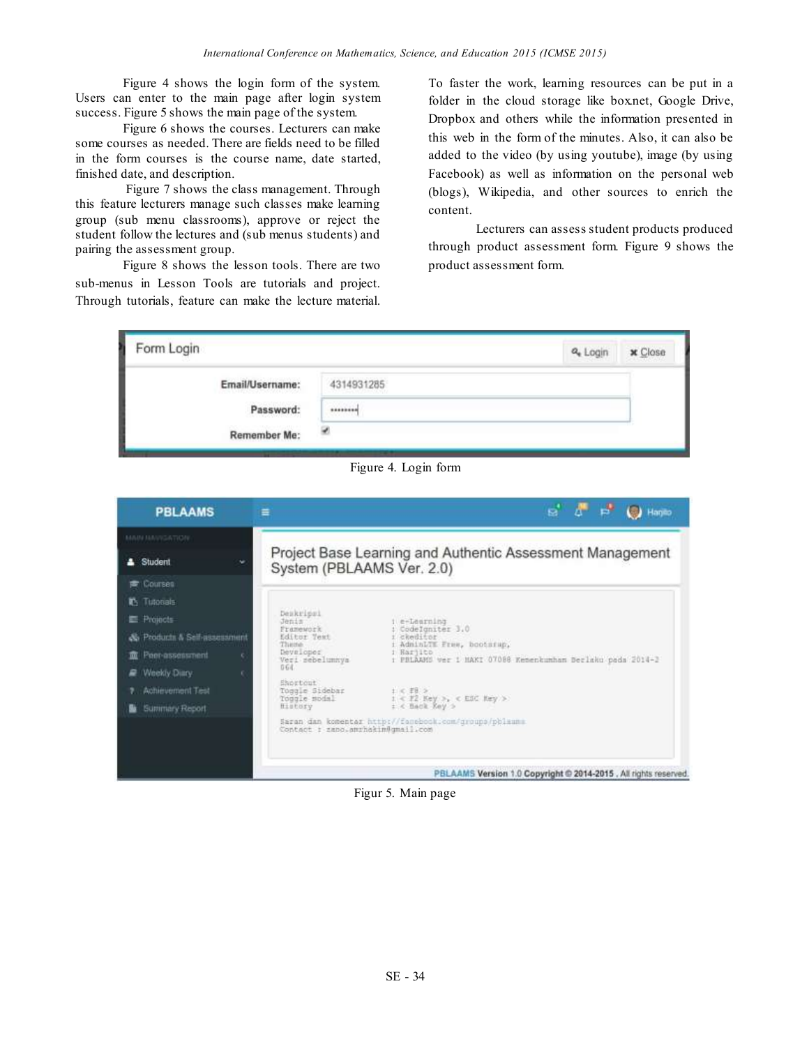Figure 4 shows the login form of the system. Users can enter to the main page after login system success. Figure 5 shows the main page of the system.

Figure 6 shows the courses. Lecturers can make some courses as needed. There are fields need to be filled in the form courses is the course name, date started, finished date, and description.

Figure 7 shows the class management. Through this feature lecturers manage such classes make learning group (sub menu classrooms), approve or reject the student follow the lectures and (sub menus students) and pairing the assessment group.

Figure 8 shows the lesson tools. There are two sub-menus in Lesson Tools are tutorials and project. Through tutorials, feature can make the lecture material. To faster the work, learning resources can be put in a folder in the cloud storage like box.net, Google Drive, Dropbox and others while the information presented in this web in the form of the minutes. Also, it can also be added to the video (by using youtube), image (by using Facebook) as well as information on the personal web (blogs), Wikipedia, and other sources to enrich the content.

Lecturers can assess student products produced through product assessment form. Figure 9 shows the product assessment form.

Figure 4. Login form

Figur 5. Main page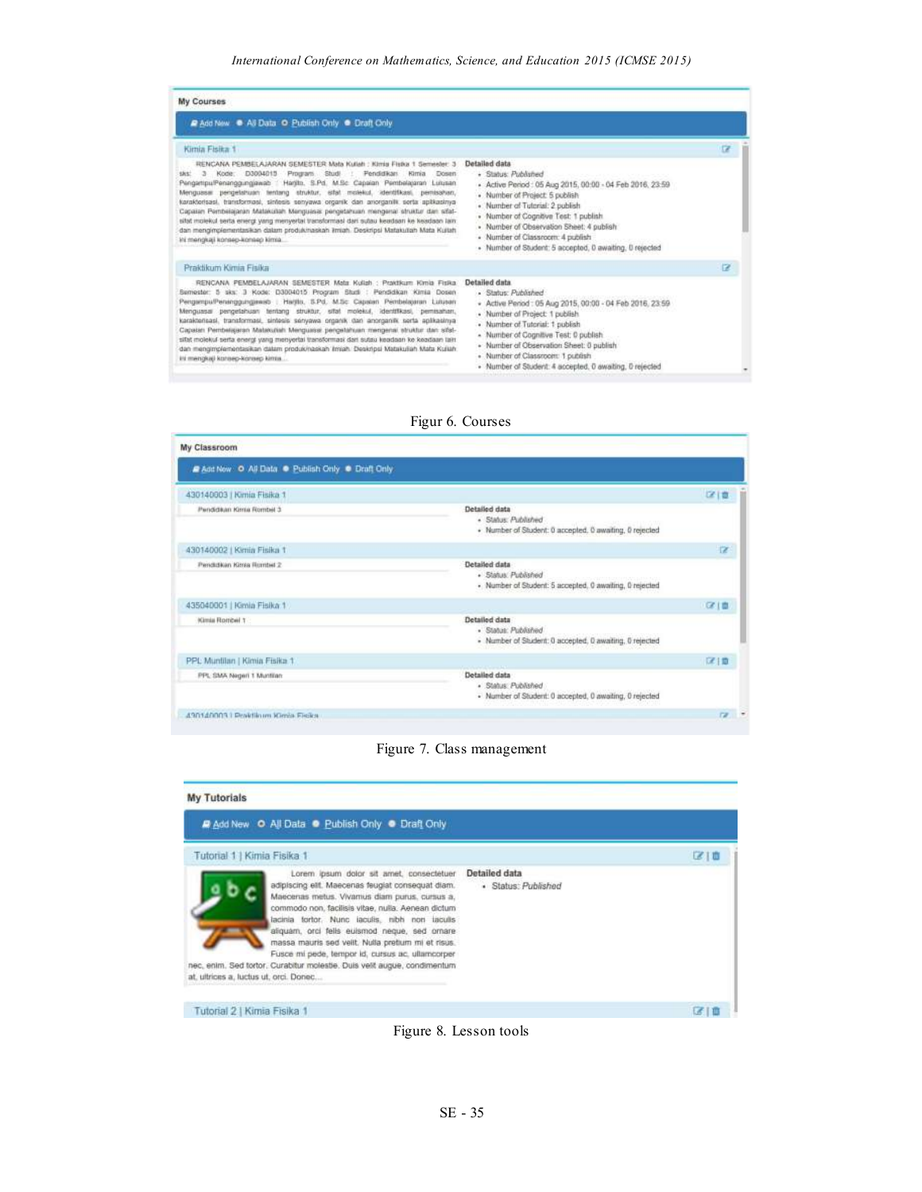Figur 6. Courses

Figure 7. Class management

Figure 8. Lesson tools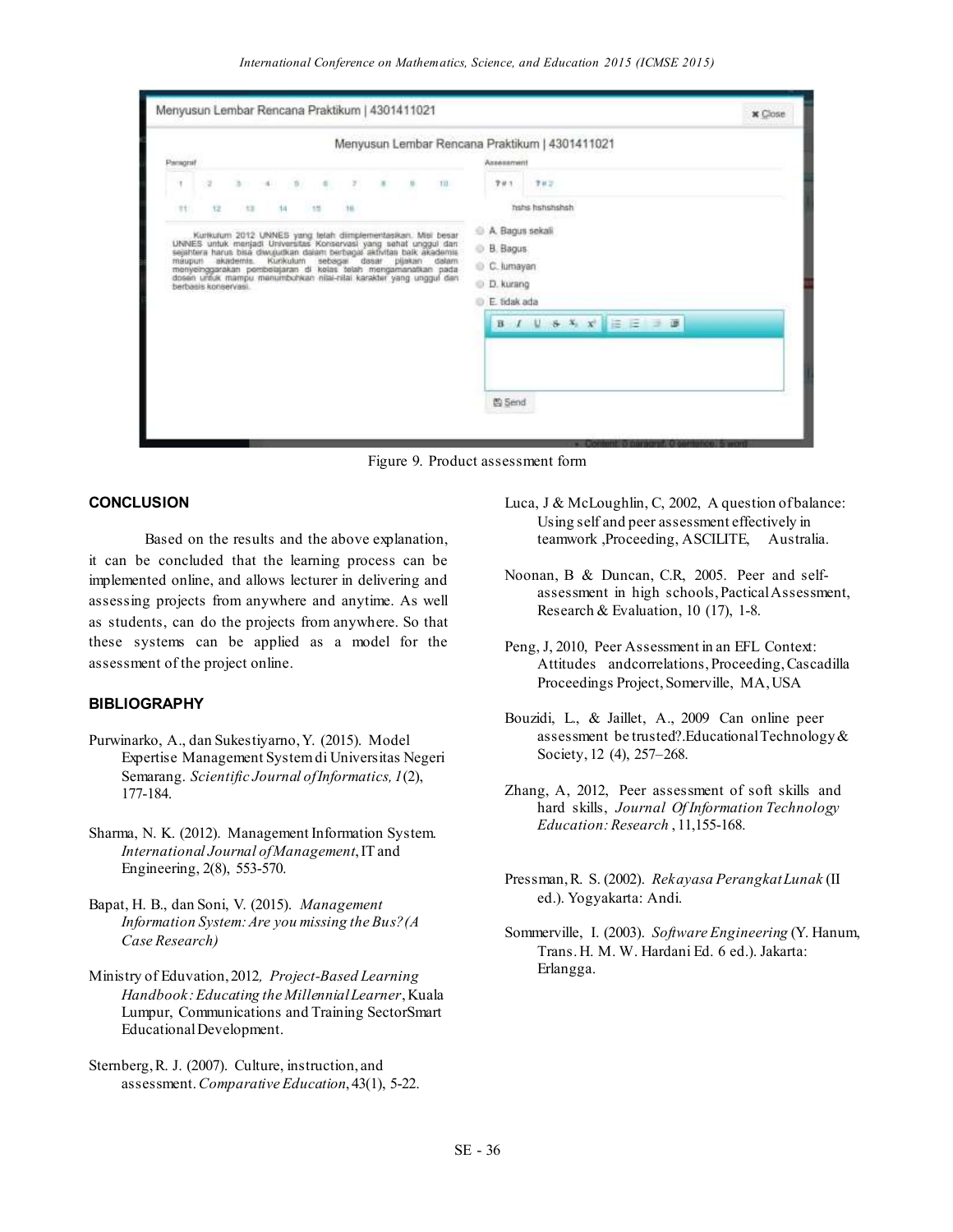Figure 9. Product assessment form

## CONCLUSION

Based on the results and the above explanation, it can be concluded that the learning process can be implemented online, and allows lecturer in delivering and assessing projects from anywhere and anytime. As well as students, can do the projects from anywhere. So that these systems can be applied as a model for the assessment of the project online.

## BIBLIOGRAPHY

Purwinarko, A., dan Sukestiyarno, Y. (2015). Model Expertise Management System di Universitas Negeri Semarang. *Scientific Journal of Informatics, 1*(2), 177-184.

Sharma, N. K. (2012). Management Information System. *International Journal of Management*, IT and Engineering, 2(8), 553-570.

Bapat, H. B., dan Soni, V. (2015). *Management Information System: Are you missing the Bus? (A Case Research)*

Ministry of Eduvation, 2012, *Project-Based Learning Handbook: Educating the Millennial Learner*, Kuala Lumpur, Communications and Training SectorSmart Educational Development.

Sternberg, R. J. (2007). Culture, instruction, and assessment. *Comparative Education*, 43(1), 5-22.

Luca, J & McLoughlin, C, 2002, A question of balance: Using self and peer assessment effectively in teamwork ,Proceeding, ASCILITE, Australia.

Noonan, B & Duncan, C.R, 2005. Peer and self-assessment in high schools, Pactical Assessment, Research & Evaluation, 10 (17), 1-8.

Peng, J, 2010, Peer Assessment in an EFL Context: Attitudes andcorrelations, Proceeding, Cascadilla Proceedings Project, Somerville, MA, USA

Bouzidi, L., & Jaillet, A., 2009 Can online peer assessment be trusted?.Educational Technology & Society, 12 (4), 257–268.

Zhang, A, 2012, Peer assessment of soft skills and hard skills, *Journal Of Information Technology Education: Research* , 11,155-168.

Pressman, R. S. (2002). *Rekayasa Perangkat Lunak* (II ed.). Yogyakarta: Andi.

Sommerville, I. (2003). *Software Engineering* (Y. Hanum, Trans. H. M. W. Hardani Ed. 6 ed.). Jakarta: Erlangga.